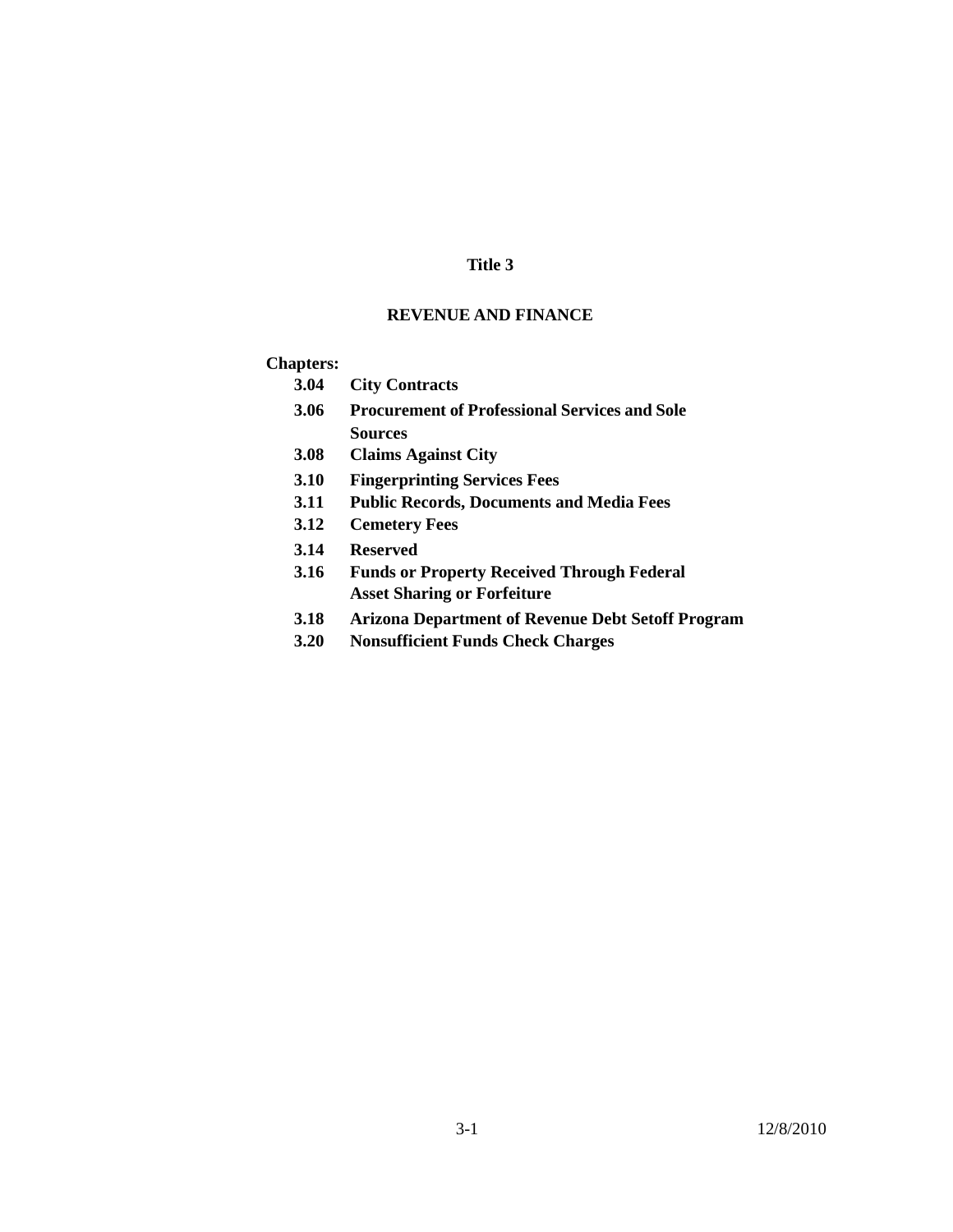# Title 3

## REVENUE AND FINANCE

**Chapters:**

| | |
|---|---|
| **3.04** | **City Contracts** |
| **3.06** | **Procurement of Professional Services and Sole Sources** |
| **3.08** | **Claims Against City** |
| **3.10** | **Fingerprinting Services Fees** |
| **3.11** | **Public Records, Documents and Media Fees** |
| **3.12** | **Cemetery Fees** |
| **3.14** | **Reserved** |
| **3.16** | **Funds or Property Received Through Federal Asset Sharing or Forfeiture** |
| **3.18** | **Arizona Department of Revenue Debt Setoff Program** |
| **3.20** | **Nonsufficient Funds Check Charges** |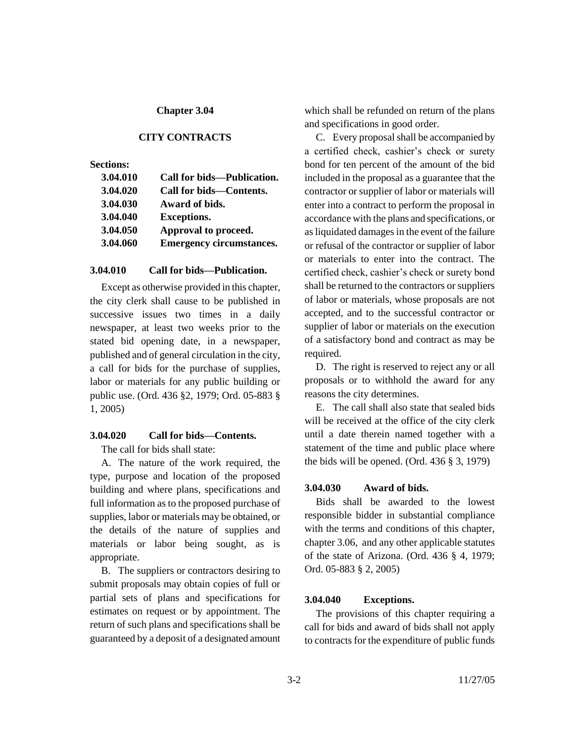## Chapter 3.04

## CITY CONTRACTS

**Sections:**

| | |
|---|---|
| **3.04.010** | **Call for bids—Publication.** |
| **3.04.020** | **Call for bids—Contents.** |
| **3.04.030** | **Award of bids.** |
| **3.04.040** | **Exceptions.** |
| **3.04.050** | **Approval to proceed.** |
| **3.04.060** | **Emergency circumstances.** |

### 3.04.010 Call for bids—Publication.

Except as otherwise provided in this chapter, the city clerk shall cause to be published in successive issues two times in a daily newspaper, at least two weeks prior to the stated bid opening date, in a newspaper, published and of general circulation in the city, a call for bids for the purchase of supplies, labor or materials for any public building or public use. (Ord. 436 §2, 1979; Ord. 05-883 § 1, 2005)

### 3.04.020 Call for bids—Contents.

The call for bids shall state:

A. The nature of the work required, the type, purpose and location of the proposed building and where plans, specifications and full information as to the proposed purchase of supplies, labor or materials may be obtained, or the details of the nature of supplies and materials or labor being sought, as is appropriate.

B. The suppliers or contractors desiring to submit proposals may obtain copies of full or partial sets of plans and specifications for estimates on request or by appointment. The return of such plans and specifications shall be guaranteed by a deposit of a designated amount which shall be refunded on return of the plans and specifications in good order.

C. Every proposal shall be accompanied by a certified check, cashier's check or surety bond for ten percent of the amount of the bid included in the proposal as a guarantee that the contractor or supplier of labor or materials will enter into a contract to perform the proposal in accordance with the plans and specifications, or as liquidated damages in the event of the failure or refusal of the contractor or supplier of labor or materials to enter into the contract. The certified check, cashier's check or surety bond shall be returned to the contractors or suppliers of labor or materials, whose proposals are not accepted, and to the successful contractor or supplier of labor or materials on the execution of a satisfactory bond and contract as may be required.

D. The right is reserved to reject any or all proposals or to withhold the award for any reasons the city determines.

E. The call shall also state that sealed bids will be received at the office of the city clerk until a date therein named together with a statement of the time and public place where the bids will be opened. (Ord. 436 § 3, 1979)

### 3.04.030 Award of bids.

Bids shall be awarded to the lowest responsible bidder in substantial compliance with the terms and conditions of this chapter, chapter 3.06, and any other applicable statutes of the state of Arizona. (Ord. 436 § 4, 1979; Ord. 05-883 § 2, 2005)

### 3.04.040 Exceptions.

The provisions of this chapter requiring a call for bids and award of bids shall not apply to contracts for the expenditure of public funds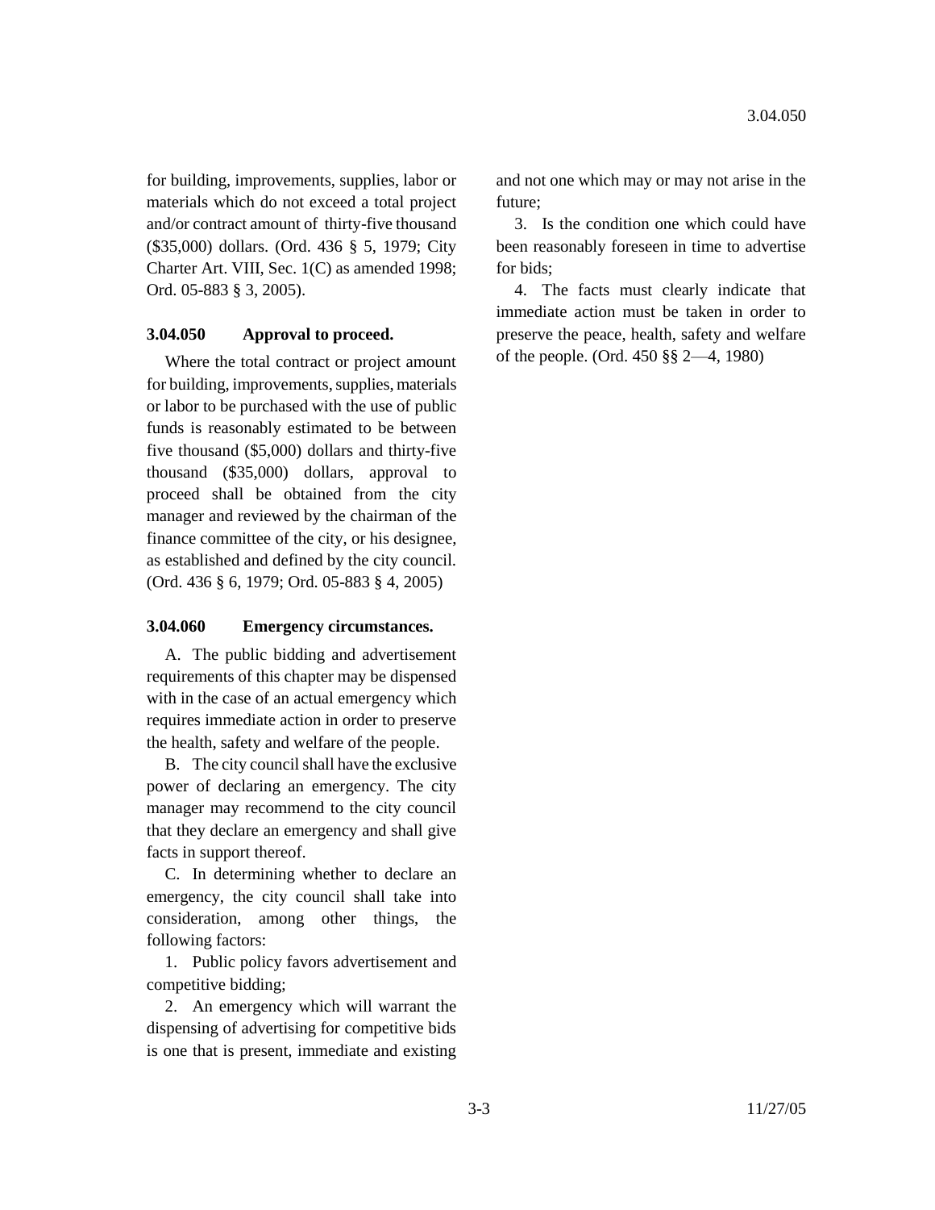for building, improvements, supplies, labor or materials which do not exceed a total project and/or contract amount of thirty-five thousand ($35,000) dollars. (Ord. 436 § 5, 1979; City Charter Art. VIII, Sec. 1(C) as amended 1998; Ord. 05-883 § 3, 2005).

### 3.04.050 Approval to proceed.

Where the total contract or project amount for building, improvements, supplies, materials or labor to be purchased with the use of public funds is reasonably estimated to be between five thousand ($5,000) dollars and thirty-five thousand ($35,000) dollars, approval to proceed shall be obtained from the city manager and reviewed by the chairman of the finance committee of the city, or his designee, as established and defined by the city council. (Ord. 436 § 6, 1979; Ord. 05-883 § 4, 2005)

### 3.04.060 Emergency circumstances.

A. The public bidding and advertisement requirements of this chapter may be dispensed with in the case of an actual emergency which requires immediate action in order to preserve the health, safety and welfare of the people.

B. The city council shall have the exclusive power of declaring an emergency. The city manager may recommend to the city council that they declare an emergency and shall give facts in support thereof.

C. In determining whether to declare an emergency, the city council shall take into consideration, among other things, the following factors:

1. Public policy favors advertisement and competitive bidding;

2. An emergency which will warrant the dispensing of advertising for competitive bids is one that is present, immediate and existing and not one which may or may not arise in the future;

3. Is the condition one which could have been reasonably foreseen in time to advertise for bids;

4. The facts must clearly indicate that immediate action must be taken in order to preserve the peace, health, safety and welfare of the people. (Ord. 450 §§ 2—4, 1980)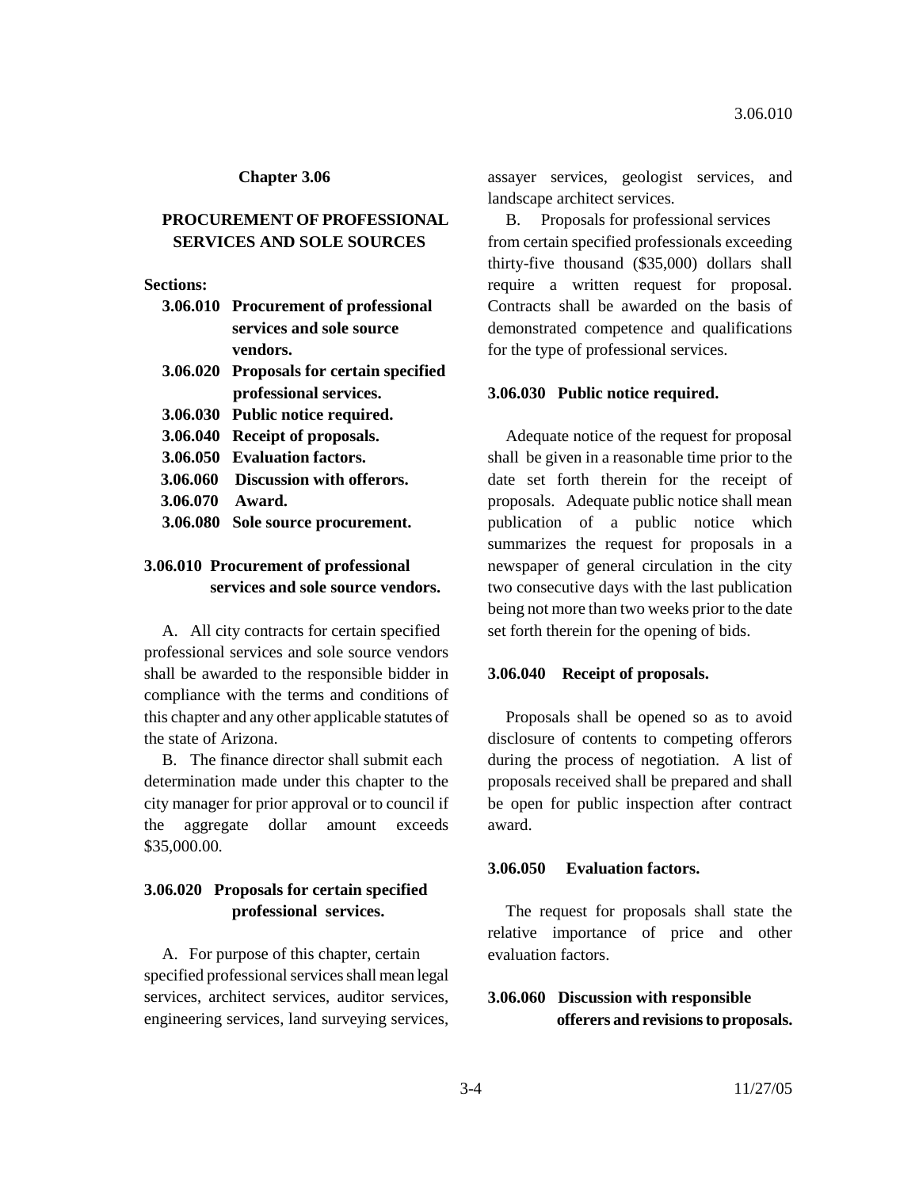## Chapter 3.06

## PROCUREMENT OF PROFESSIONAL SERVICES AND SOLE SOURCES

**Sections:**

- **3.06.010 Procurement of professional services and sole source vendors.**
- **3.06.020 Proposals for certain specified professional services.**
- **3.06.030 Public notice required.**
- **3.06.040 Receipt of proposals.**
- **3.06.050 Evaluation factors.**
- **3.06.060 Discussion with offerors.**
- **3.06.070 Award.**
- **3.06.080 Sole source procurement.**

### 3.06.010 Procurement of professional services and sole source vendors.

A. All city contracts for certain specified professional services and sole source vendors shall be awarded to the responsible bidder in compliance with the terms and conditions of this chapter and any other applicable statutes of the state of Arizona.

B. The finance director shall submit each determination made under this chapter to the city manager for prior approval or to council if the aggregate dollar amount exceeds $35,000.00.

### 3.06.020 Proposals for certain specified professional services.

A. For purpose of this chapter, certain specified professional services shall mean legal services, architect services, auditor services, engineering services, land surveying services, assayer services, geologist services, and landscape architect services.

B. Proposals for professional services from certain specified professionals exceeding thirty-five thousand ($35,000) dollars shall require a written request for proposal. Contracts shall be awarded on the basis of demonstrated competence and qualifications for the type of professional services.

### 3.06.030 Public notice required.

Adequate notice of the request for proposal shall be given in a reasonable time prior to the date set forth therein for the receipt of proposals. Adequate public notice shall mean publication of a public notice which summarizes the request for proposals in a newspaper of general circulation in the city two consecutive days with the last publication being not more than two weeks prior to the date set forth therein for the opening of bids.

### 3.06.040 Receipt of proposals.

Proposals shall be opened so as to avoid disclosure of contents to competing offerors during the process of negotiation. A list of proposals received shall be prepared and shall be open for public inspection after contract award.

### 3.06.050 Evaluation factors.

The request for proposals shall state the relative importance of price and other evaluation factors.

### 3.06.060 Discussion with responsible offerers and revisions to proposals.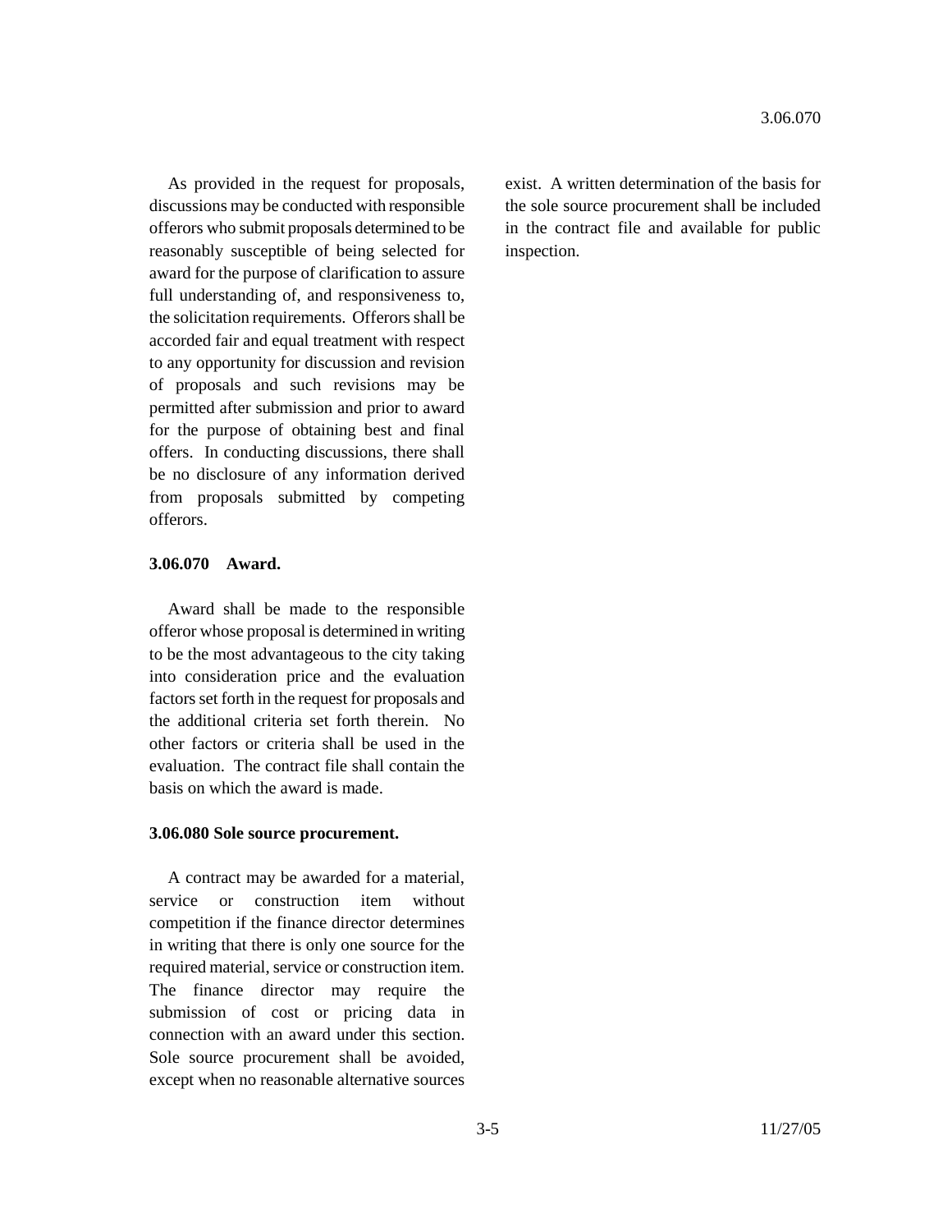As provided in the request for proposals, discussions may be conducted with responsible offerors who submit proposals determined to be reasonably susceptible of being selected for award for the purpose of clarification to assure full understanding of, and responsiveness to, the solicitation requirements. Offerors shall be accorded fair and equal treatment with respect to any opportunity for discussion and revision of proposals and such revisions may be permitted after submission and prior to award for the purpose of obtaining best and final offers. In conducting discussions, there shall be no disclosure of any information derived from proposals submitted by competing offerors.

**3.06.070 Award.**

Award shall be made to the responsible offeror whose proposal is determined in writing to be the most advantageous to the city taking into consideration price and the evaluation factors set forth in the request for proposals and the additional criteria set forth therein. No other factors or criteria shall be used in the evaluation. The contract file shall contain the basis on which the award is made.

**3.06.080 Sole source procurement.**

A contract may be awarded for a material, service or construction item without competition if the finance director determines in writing that there is only one source for the required material, service or construction item. The finance director may require the submission of cost or pricing data in connection with an award under this section. Sole source procurement shall be avoided, except when no reasonable alternative sources exist. A written determination of the basis for the sole source procurement shall be included in the contract file and available for public inspection.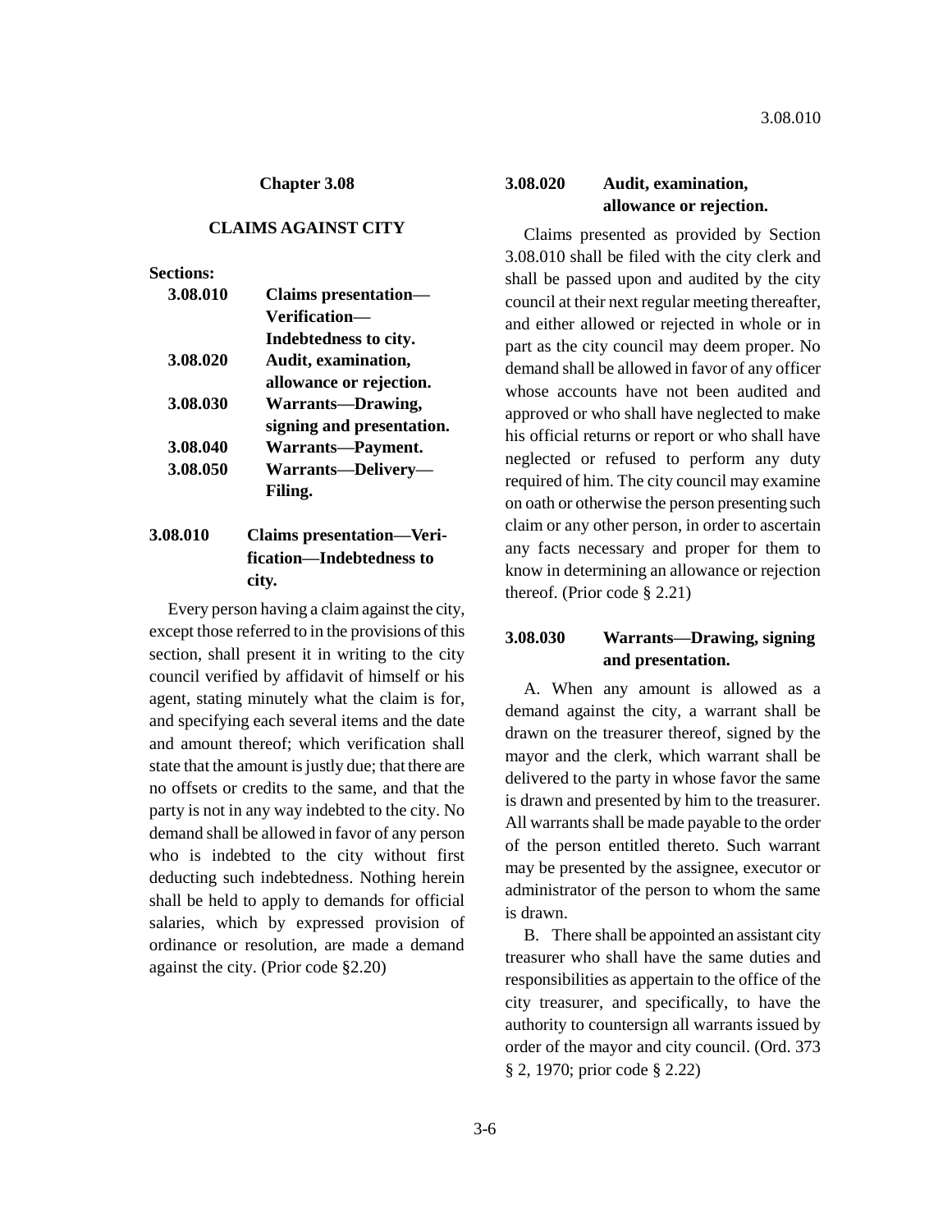## Chapter 3.08

## CLAIMS AGAINST CITY

**Sections:**

| | |
|---|---|
| **3.08.010** | **Claims presentation—Verification—Indebtedness to city.** |
| **3.08.020** | **Audit, examination, allowance or rejection.** |
| **3.08.030** | **Warrants—Drawing, signing and presentation.** |
| **3.08.040** | **Warrants—Payment.** |
| **3.08.050** | **Warrants—Delivery—Filing.** |

### 3.08.010 Claims presentation—Verification—Indebtedness to city.

Every person having a claim against the city, except those referred to in the provisions of this section, shall present it in writing to the city council verified by affidavit of himself or his agent, stating minutely what the claim is for, and specifying each several items and the date and amount thereof; which verification shall state that the amount is justly due; that there are no offsets or credits to the same, and that the party is not in any way indebted to the city. No demand shall be allowed in favor of any person who is indebted to the city without first deducting such indebtedness. Nothing herein shall be held to apply to demands for official salaries, which by expressed provision of ordinance or resolution, are made a demand against the city. (Prior code §2.20)

### 3.08.020 Audit, examination, allowance or rejection.

Claims presented as provided by Section 3.08.010 shall be filed with the city clerk and shall be passed upon and audited by the city council at their next regular meeting thereafter, and either allowed or rejected in whole or in part as the city council may deem proper. No demand shall be allowed in favor of any officer whose accounts have not been audited and approved or who shall have neglected to make his official returns or report or who shall have neglected or refused to perform any duty required of him. The city council may examine on oath or otherwise the person presenting such claim or any other person, in order to ascertain any facts necessary and proper for them to know in determining an allowance or rejection thereof. (Prior code § 2.21)

### 3.08.030 Warrants—Drawing, signing and presentation.

A. When any amount is allowed as a demand against the city, a warrant shall be drawn on the treasurer thereof, signed by the mayor and the clerk, which warrant shall be delivered to the party in whose favor the same is drawn and presented by him to the treasurer. All warrants shall be made payable to the order of the person entitled thereto. Such warrant may be presented by the assignee, executor or administrator of the person to whom the same is drawn.

B. There shall be appointed an assistant city treasurer who shall have the same duties and responsibilities as appertain to the office of the city treasurer, and specifically, to have the authority to countersign all warrants issued by order of the mayor and city council. (Ord. 373 § 2, 1970; prior code § 2.22)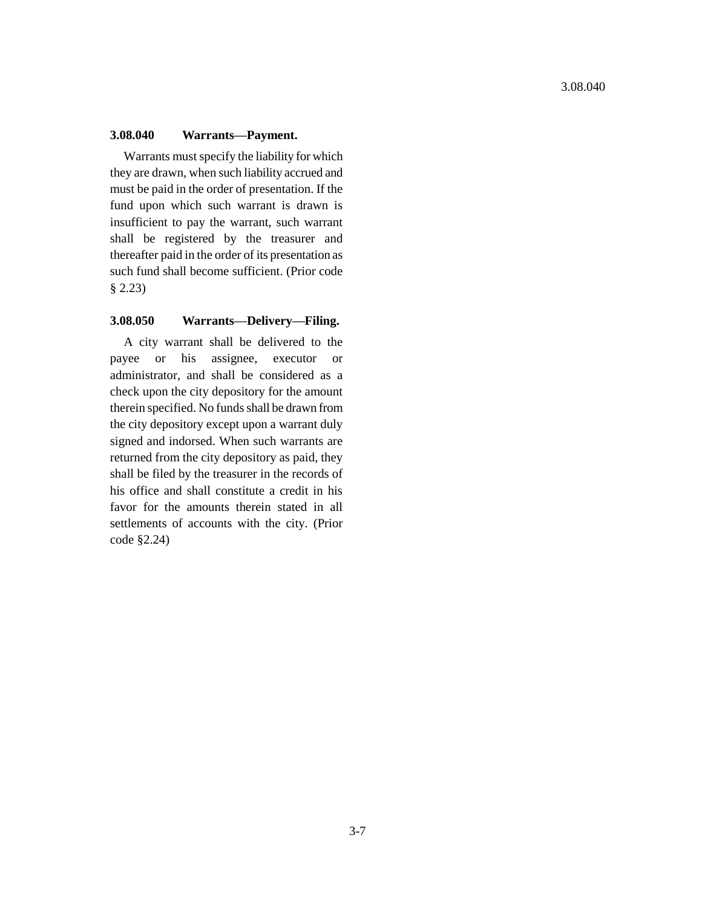### 3.08.040 Warrants—Payment.

Warrants must specify the liability for which they are drawn, when such liability accrued and must be paid in the order of presentation. If the fund upon which such warrant is drawn is insufficient to pay the warrant, such warrant shall be registered by the treasurer and thereafter paid in the order of its presentation as such fund shall become sufficient. (Prior code § 2.23)

### 3.08.050 Warrants—Delivery—Filing.

A city warrant shall be delivered to the payee or his assignee, executor or administrator, and shall be considered as a check upon the city depository for the amount therein specified. No funds shall be drawn from the city depository except upon a warrant duly signed and indorsed. When such warrants are returned from the city depository as paid, they shall be filed by the treasurer in the records of his office and shall constitute a credit in his favor for the amounts therein stated in all settlements of accounts with the city. (Prior code §2.24)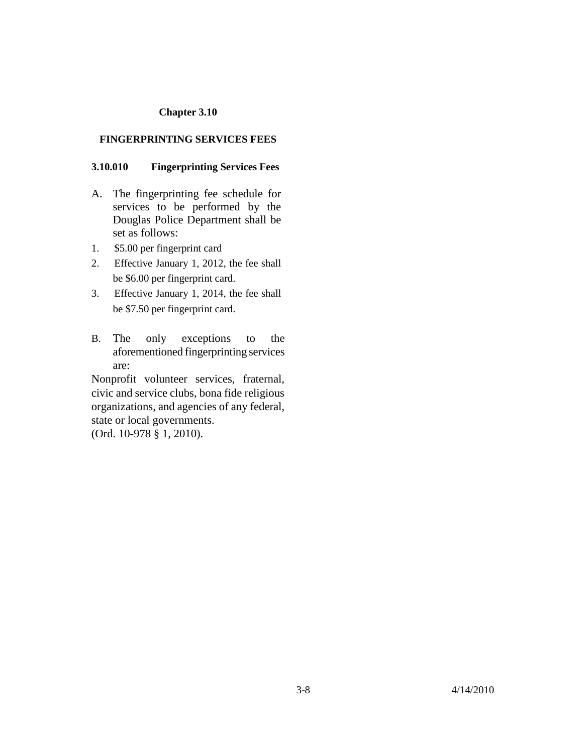# Chapter 3.10

## FINGERPRINTING SERVICES FEES

### 3.10.010 Fingerprinting Services Fees

A. The fingerprinting fee schedule for services to be performed by the Douglas Police Department shall be set as follows:

1. $5.00 per fingerprint card
2. Effective January 1, 2012, the fee shall be $6.00 per fingerprint card.
3. Effective January 1, 2014, the fee shall be $7.50 per fingerprint card.

B. The only exceptions to the aforementioned fingerprinting services are:

Nonprofit volunteer services, fraternal, civic and service clubs, bona fide religious organizations, and agencies of any federal, state or local governments.

(Ord. 10-978 § 1, 2010).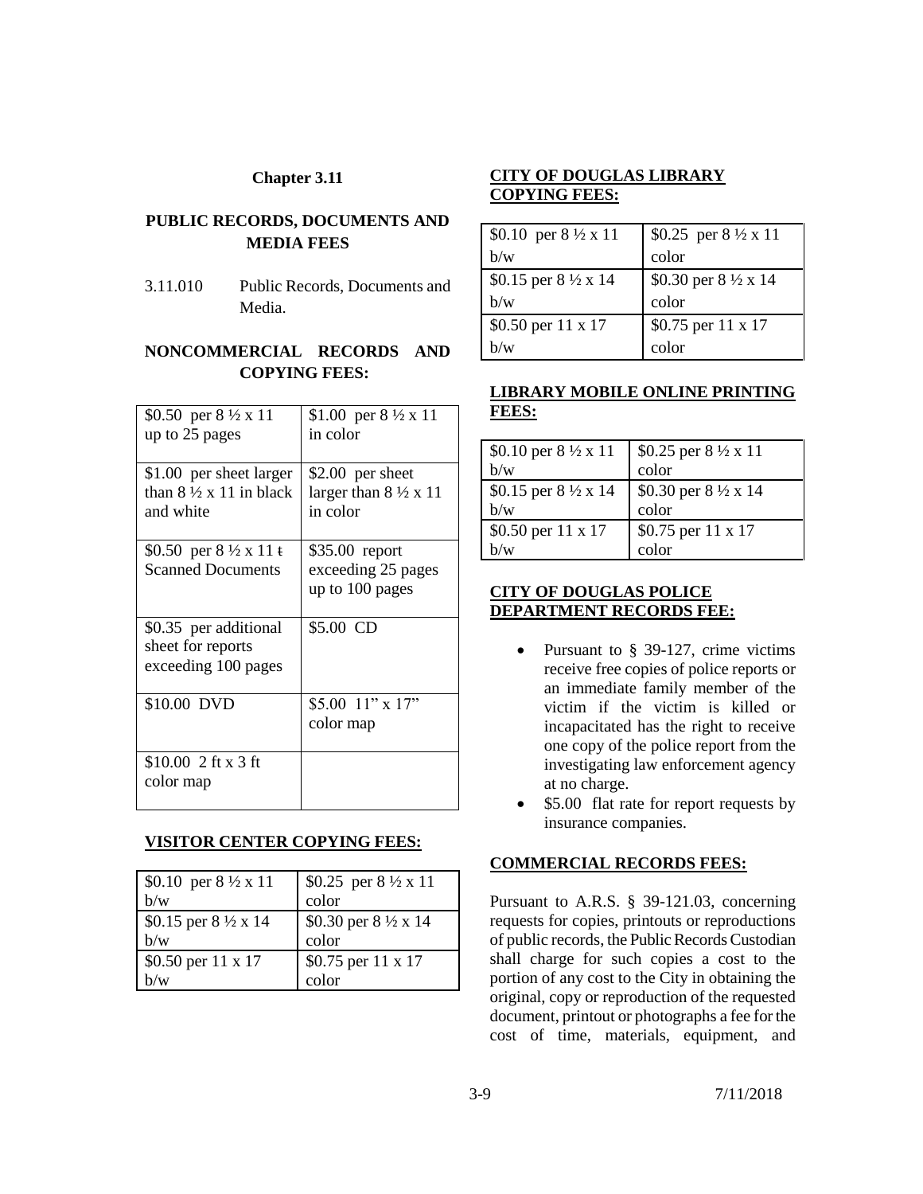**Chapter 3.11**

**PUBLIC RECORDS, DOCUMENTS AND MEDIA FEES**

3.11.010 Public Records, Documents and Media.

**NONCOMMERCIAL RECORDS AND COPYING FEES:**

| | |
|---|---|
| $0.50 per 8 ½ x 11 up to 25 pages | $1.00 per 8 ½ x 11 in color |
| $1.00 per sheet larger than 8 ½ x 11 in black and white | $2.00 per sheet larger than 8 ½ x 11 in color |
| $0.50 per 8 ½ x 11 ŧ Scanned Documents | $35.00 report exceeding 25 pages up to 100 pages |
| $0.35 per additional sheet for reports exceeding 100 pages | $5.00 CD |
| $10.00 DVD | $5.00 11" x 17" color map |
| $10.00 2 ft x 3 ft color map | |

**VISITOR CENTER COPYING FEES:**

| | |
|---|---|
| $0.10 per 8 ½ x 11 b/w | $0.25 per 8 ½ x 11 color |
| $0.15 per 8 ½ x 14 b/w | $0.30 per 8 ½ x 14 color |
| $0.50 per 11 x 17 b/w | $0.75 per 11 x 17 color |

**CITY OF DOUGLAS LIBRARY COPYING FEES:**

| | |
|---|---|
| $0.10 per 8 ½ x 11 b/w | $0.25 per 8 ½ x 11 color |
| $0.15 per 8 ½ x 14 b/w | $0.30 per 8 ½ x 14 color |
| $0.50 per 11 x 17 b/w | $0.75 per 11 x 17 color |

**LIBRARY MOBILE ONLINE PRINTING FEES:**

| | |
|---|---|
| $0.10 per 8 ½ x 11 b/w | $0.25 per 8 ½ x 11 color |
| $0.15 per 8 ½ x 14 b/w | $0.30 per 8 ½ x 14 color |
| $0.50 per 11 x 17 b/w | $0.75 per 11 x 17 color |

**CITY OF DOUGLAS POLICE DEPARTMENT RECORDS FEE:**

- Pursuant to § 39-127, crime victims receive free copies of police reports or an immediate family member of the victim if the victim is killed or incapacitated has the right to receive one copy of the police report from the investigating law enforcement agency at no charge.
- $5.00 flat rate for report requests by insurance companies.

**COMMERCIAL RECORDS FEES:**

Pursuant to A.R.S. § 39-121.03, concerning requests for copies, printouts or reproductions of public records, the Public Records Custodian shall charge for such copies a cost to the portion of any cost to the City in obtaining the original, copy or reproduction of the requested document, printout or photographs a fee for the cost of time, materials, equipment, and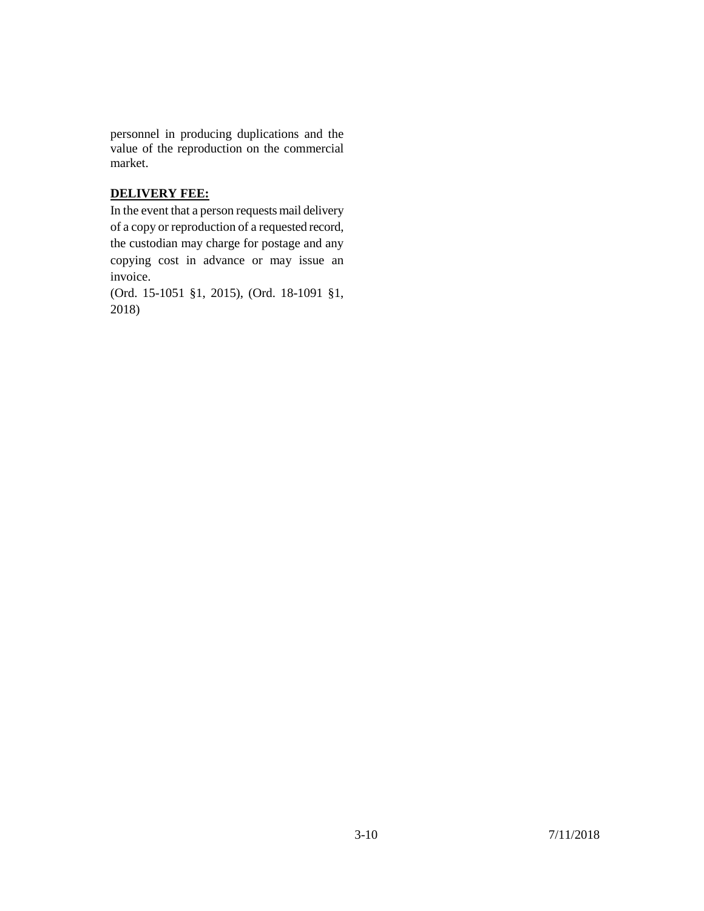personnel in producing duplications and the value of the reproduction on the commercial market.

**DELIVERY FEE:**

In the event that a person requests mail delivery of a copy or reproduction of a requested record, the custodian may charge for postage and any copying cost in advance or may issue an invoice.

(Ord. 15-1051 §1, 2015), (Ord. 18-1091 §1, 2018)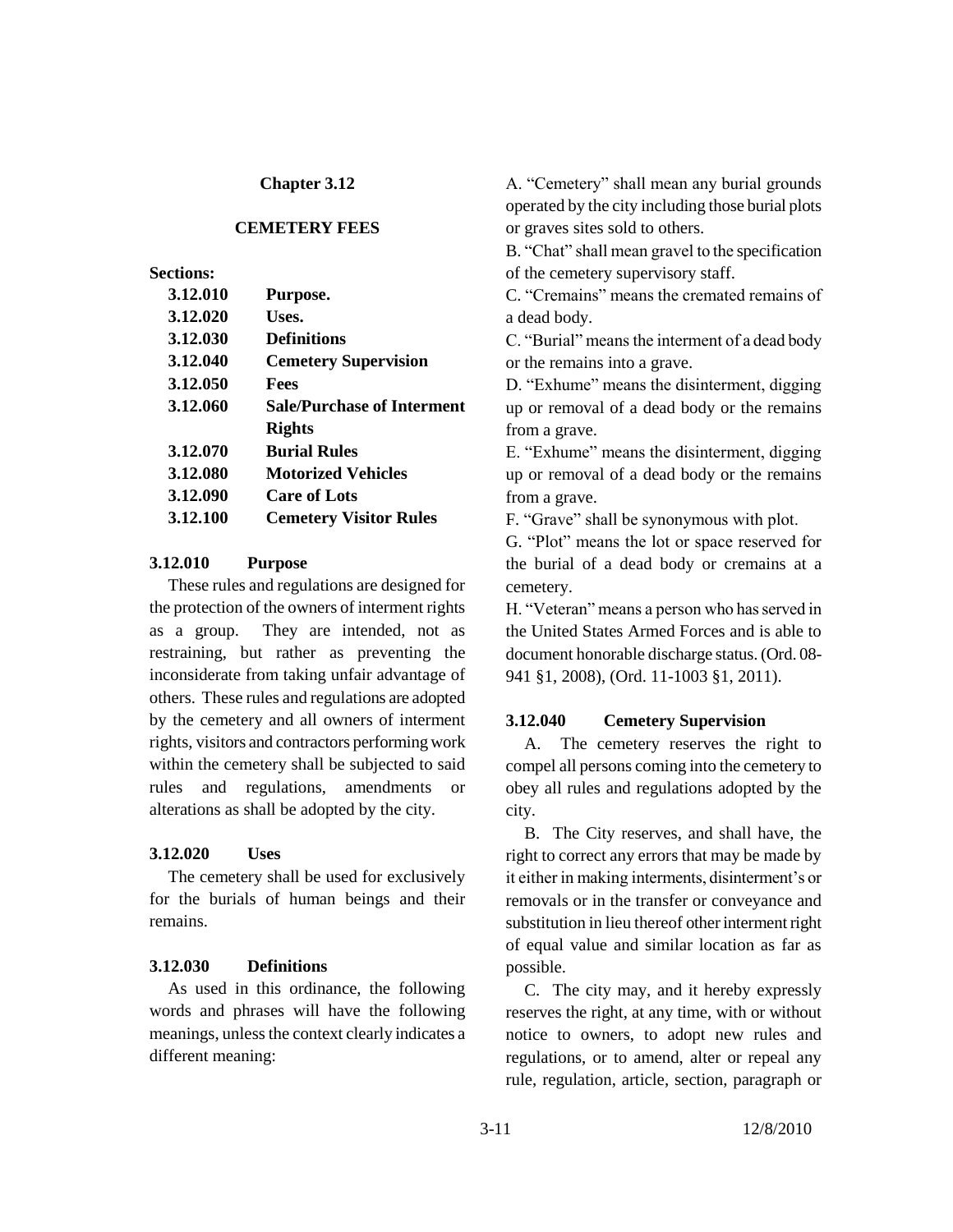## Chapter 3.12

## CEMETERY FEES

**Sections:**

| | |
|---|---|
| **3.12.010** | **Purpose.** |
| **3.12.020** | **Uses.** |
| **3.12.030** | **Definitions** |
| **3.12.040** | **Cemetery Supervision** |
| **3.12.050** | **Fees** |
| **3.12.060** | **Sale/Purchase of Interment Rights** |
| **3.12.070** | **Burial Rules** |
| **3.12.080** | **Motorized Vehicles** |
| **3.12.090** | **Care of Lots** |
| **3.12.100** | **Cemetery Visitor Rules** |

### 3.12.010 Purpose

These rules and regulations are designed for the protection of the owners of interment rights as a group. They are intended, not as restraining, but rather as preventing the inconsiderate from taking unfair advantage of others. These rules and regulations are adopted by the cemetery and all owners of interment rights, visitors and contractors performing work within the cemetery shall be subjected to said rules and regulations, amendments or alterations as shall be adopted by the city.

### 3.12.020 Uses

The cemetery shall be used for exclusively for the burials of human beings and their remains.

### 3.12.030 Definitions

As used in this ordinance, the following words and phrases will have the following meanings, unless the context clearly indicates a different meaning:

A. "Cemetery" shall mean any burial grounds operated by the city including those burial plots or graves sites sold to others.

B. "Chat" shall mean gravel to the specification of the cemetery supervisory staff.

C. "Cremains" means the cremated remains of a dead body.

C. "Burial" means the interment of a dead body or the remains into a grave.

D. "Exhume" means the disinterment, digging up or removal of a dead body or the remains from a grave.

E. "Exhume" means the disinterment, digging up or removal of a dead body or the remains from a grave.

F. "Grave" shall be synonymous with plot.

G. "Plot" means the lot or space reserved for the burial of a dead body or cremains at a cemetery.

H. "Veteran" means a person who has served in the United States Armed Forces and is able to document honorable discharge status. (Ord. 08-941 §1, 2008), (Ord. 11-1003 §1, 2011).

### 3.12.040 Cemetery Supervision

A. The cemetery reserves the right to compel all persons coming into the cemetery to obey all rules and regulations adopted by the city.

B. The City reserves, and shall have, the right to correct any errors that may be made by it either in making interments, disinterment's or removals or in the transfer or conveyance and substitution in lieu thereof other interment right of equal value and similar location as far as possible.

C. The city may, and it hereby expressly reserves the right, at any time, with or without notice to owners, to adopt new rules and regulations, or to amend, alter or repeal any rule, regulation, article, section, paragraph or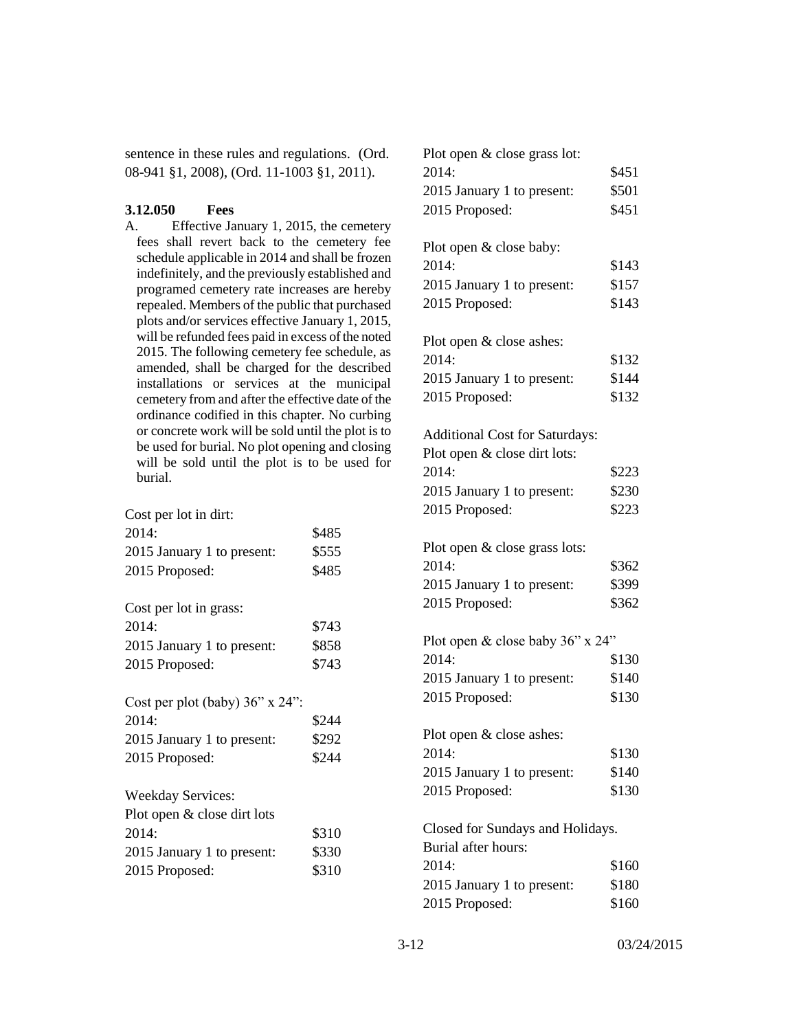sentence in these rules and regulations. (Ord. 08-941 §1, 2008), (Ord. 11-1003 §1, 2011).

**3.12.050 Fees**

A. Effective January 1, 2015, the cemetery fees shall revert back to the cemetery fee schedule applicable in 2014 and shall be frozen indefinitely, and the previously established and programed cemetery rate increases are hereby repealed. Members of the public that purchased plots and/or services effective January 1, 2015, will be refunded fees paid in excess of the noted 2015. The following cemetery fee schedule, as amended, shall be charged for the described installations or services at the municipal cemetery from and after the effective date of the ordinance codified in this chapter. No curbing or concrete work will be sold until the plot is to be used for burial. No plot opening and closing will be sold until the plot is to be used for burial.

Cost per lot in dirt:

| | |
|---|---|
| 2014: | $485 |
| 2015 January 1 to present: | $555 |
| 2015 Proposed: | $485 |

Cost per lot in grass:

| | |
|---|---|
| 2014: | $743 |
| 2015 January 1 to present: | $858 |
| 2015 Proposed: | $743 |

Cost per plot (baby) 36" x 24":

| | |
|---|---|
| 2014: | $244 |
| 2015 January 1 to present: | $292 |
| 2015 Proposed: | $244 |

Weekday Services:

Plot open & close dirt lots

| | |
|---|---|
| 2014: | $310 |
| 2015 January 1 to present: | $330 |
| 2015 Proposed: | $310 |

Plot open & close grass lot:

| | |
|---|---|
| 2014: | $451 |
| 2015 January 1 to present: | $501 |
| 2015 Proposed: | $451 |

Plot open & close baby:

| | |
|---|---|
| 2014: | $143 |
| 2015 January 1 to present: | $157 |
| 2015 Proposed: | $143 |

Plot open & close ashes:

| | |
|---|---|
| 2014: | $132 |
| 2015 January 1 to present: | $144 |
| 2015 Proposed: | $132 |

Additional Cost for Saturdays:

Plot open & close dirt lots:

| | |
|---|---|
| 2014: | $223 |
| 2015 January 1 to present: | $230 |
| 2015 Proposed: | $223 |

Plot open & close grass lots:

| | |
|---|---|
| 2014: | $362 |
| 2015 January 1 to present: | $399 |
| 2015 Proposed: | $362 |

Plot open & close baby 36" x 24"

| | |
|---|---|
| 2014: | $130 |
| 2015 January 1 to present: | $140 |
| 2015 Proposed: | $130 |

Plot open & close ashes:

| | |
|---|---|
| 2014: | $130 |
| 2015 January 1 to present: | $140 |
| 2015 Proposed: | $130 |

Closed for Sundays and Holidays.

Burial after hours:

| | |
|---|---|
| 2014: | $160 |
| 2015 January 1 to present: | $180 |
| 2015 Proposed: | $160 |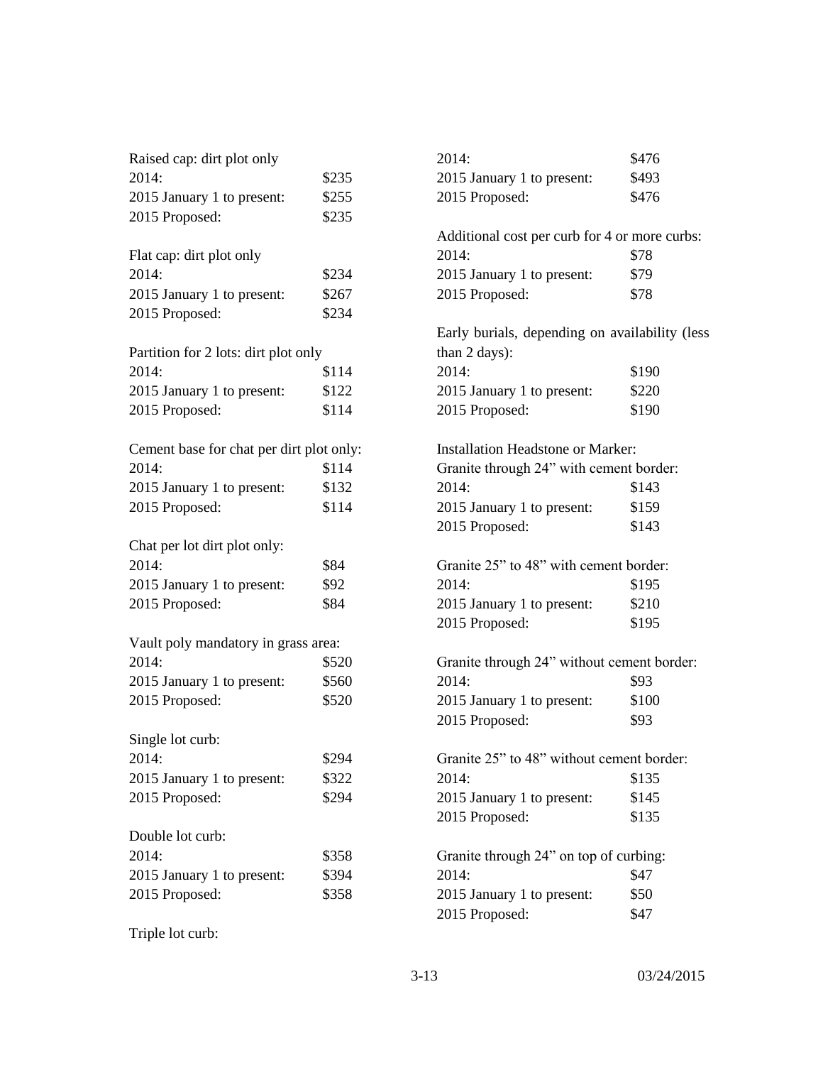Raised cap: dirt plot only

| | |
|---|---|
| 2014: | $235 |
| 2015 January 1 to present: | $255 |
| 2015 Proposed: | $235 |

Flat cap: dirt plot only

| | |
|---|---|
| 2014: | $234 |
| 2015 January 1 to present: | $267 |
| 2015 Proposed: | $234 |

Partition for 2 lots: dirt plot only

| | |
|---|---|
| 2014: | $114 |
| 2015 January 1 to present: | $122 |
| 2015 Proposed: | $114 |

Cement base for chat per dirt plot only:

| | |
|---|---|
| 2014: | $114 |
| 2015 January 1 to present: | $132 |
| 2015 Proposed: | $114 |

Chat per lot dirt plot only:

| | |
|---|---|
| 2014: | $84 |
| 2015 January 1 to present: | $92 |
| 2015 Proposed: | $84 |

Vault poly mandatory in grass area:

| | |
|---|---|
| 2014: | $520 |
| 2015 January 1 to present: | $560 |
| 2015 Proposed: | $520 |

Single lot curb:

| | |
|---|---|
| 2014: | $294 |
| 2015 January 1 to present: | $322 |
| 2015 Proposed: | $294 |

Double lot curb:

| | |
|---|---|
| 2014: | $358 |
| 2015 January 1 to present: | $394 |
| 2015 Proposed: | $358 |

Triple lot curb:

| | |
|---|---|
| 2014: | $476 |
| 2015 January 1 to present: | $493 |
| 2015 Proposed: | $476 |

Additional cost per curb for 4 or more curbs:

| | |
|---|---|
| 2014: | $78 |
| 2015 January 1 to present: | $79 |
| 2015 Proposed: | $78 |

Early burials, depending on availability (less than 2 days):

| | |
|---|---|
| 2014: | $190 |
| 2015 January 1 to present: | $220 |
| 2015 Proposed: | $190 |

Installation Headstone or Marker:

Granite through 24" with cement border:

| | |
|---|---|
| 2014: | $143 |
| 2015 January 1 to present: | $159 |
| 2015 Proposed: | $143 |

Granite 25" to 48" with cement border:

| | |
|---|---|
| 2014: | $195 |
| 2015 January 1 to present: | $210 |
| 2015 Proposed: | $195 |

Granite through 24" without cement border:

| | |
|---|---|
| 2014: | $93 |
| 2015 January 1 to present: | $100 |
| 2015 Proposed: | $93 |

Granite 25" to 48" without cement border:

| | |
|---|---|
| 2014: | $135 |
| 2015 January 1 to present: | $145 |
| 2015 Proposed: | $135 |

Granite through 24" on top of curbing:

| | |
|---|---|
| 2014: | $47 |
| 2015 January 1 to present: | $50 |
| 2015 Proposed: | $47 |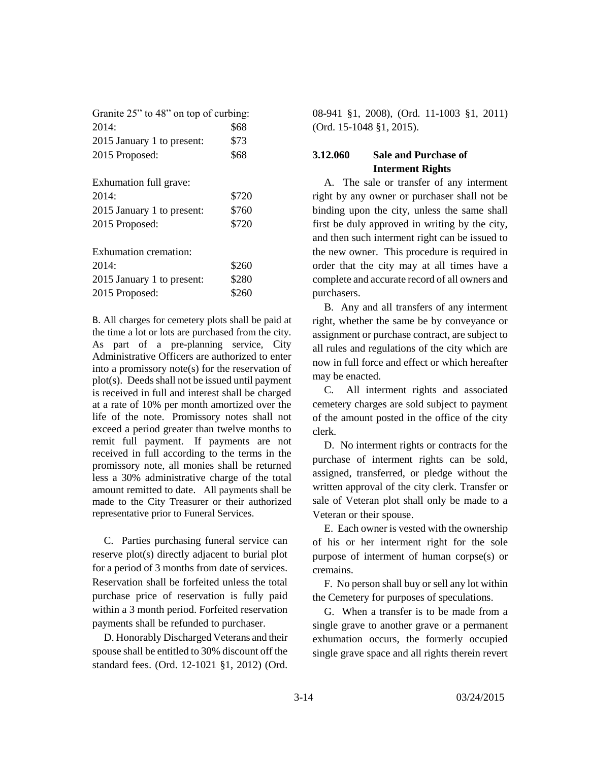Granite 25" to 48" on top of curbing:

| | |
|---|---|
| 2014: | $68 |
| 2015 January 1 to present: | $73 |
| 2015 Proposed: | $68 |

Exhumation full grave:

| | |
|---|---|
| 2014: | $720 |
| 2015 January 1 to present: | $760 |
| 2015 Proposed: | $720 |

Exhumation cremation:

| | |
|---|---|
| 2014: | $260 |
| 2015 January 1 to present: | $280 |
| 2015 Proposed: | $260 |

B. All charges for cemetery plots shall be paid at the time a lot or lots are purchased from the city. As part of a pre-planning service, City Administrative Officers are authorized to enter into a promissory note(s) for the reservation of plot(s). Deeds shall not be issued until payment is received in full and interest shall be charged at a rate of 10% per month amortized over the life of the note. Promissory notes shall not exceed a period greater than twelve months to remit full payment. If payments are not received in full according to the terms in the promissory note, all monies shall be returned less a 30% administrative charge of the total amount remitted to date. All payments shall be made to the City Treasurer or their authorized representative prior to Funeral Services.

C. Parties purchasing funeral service can reserve plot(s) directly adjacent to burial plot for a period of 3 months from date of services. Reservation shall be forfeited unless the total purchase price of reservation is fully paid within a 3 month period. Forfeited reservation payments shall be refunded to purchaser.

D. Honorably Discharged Veterans and their spouse shall be entitled to 30% discount off the standard fees. (Ord. 12-1021 §1, 2012) (Ord. 08-941 §1, 2008), (Ord. 11-1003 §1, 2011) (Ord. 15-1048 §1, 2015).

### 3.12.060 Sale and Purchase of Interment Rights

A. The sale or transfer of any interment right by any owner or purchaser shall not be binding upon the city, unless the same shall first be duly approved in writing by the city, and then such interment right can be issued to the new owner. This procedure is required in order that the city may at all times have a complete and accurate record of all owners and purchasers.

B. Any and all transfers of any interment right, whether the same be by conveyance or assignment or purchase contract, are subject to all rules and regulations of the city which are now in full force and effect or which hereafter may be enacted.

C. All interment rights and associated cemetery charges are sold subject to payment of the amount posted in the office of the city clerk.

D. No interment rights or contracts for the purchase of interment rights can be sold, assigned, transferred, or pledge without the written approval of the city clerk. Transfer or sale of Veteran plot shall only be made to a Veteran or their spouse.

E. Each owner is vested with the ownership of his or her interment right for the sole purpose of interment of human corpse(s) or cremains.

F. No person shall buy or sell any lot within the Cemetery for purposes of speculations.

G. When a transfer is to be made from a single grave to another grave or a permanent exhumation occurs, the formerly occupied single grave space and all rights therein revert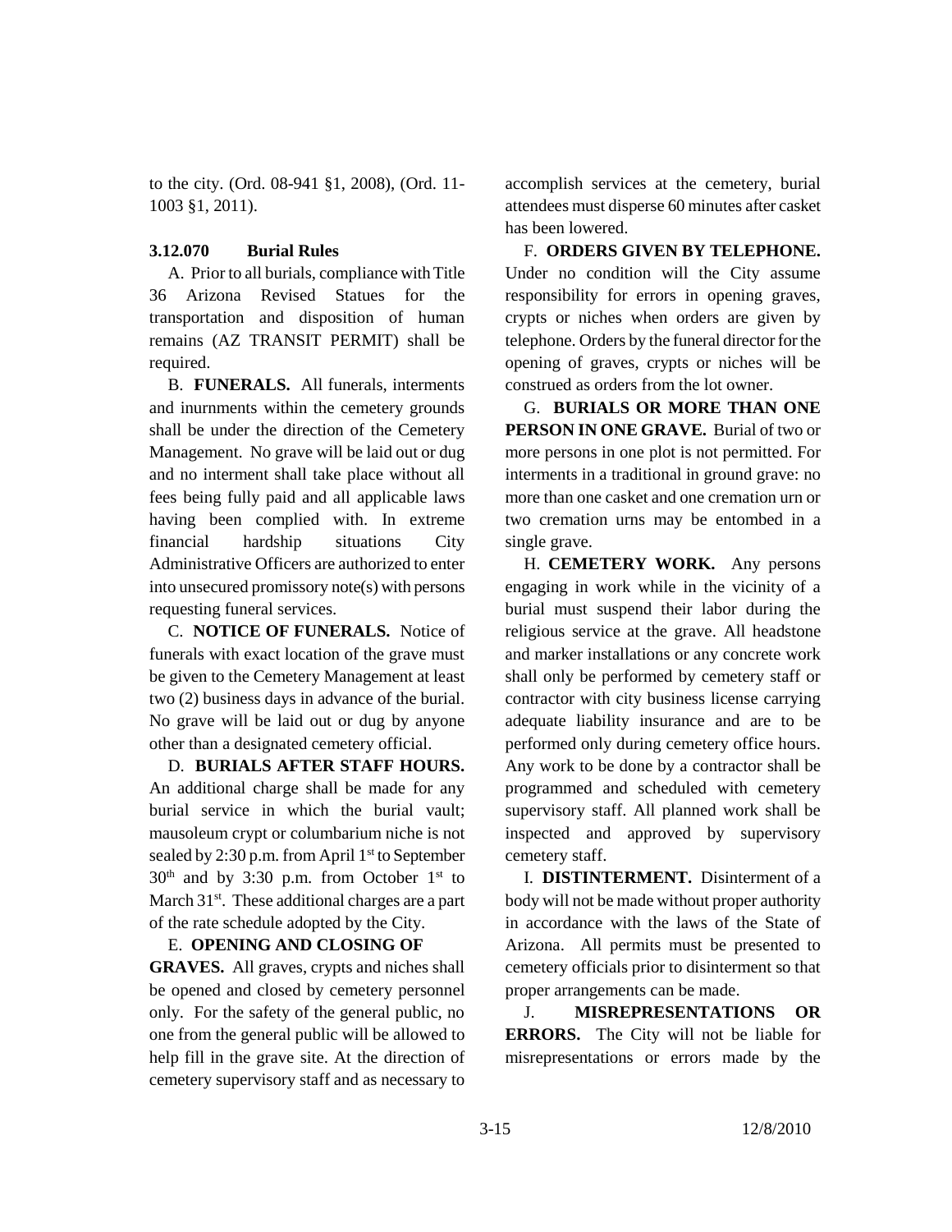to the city. (Ord. 08-941 §1, 2008), (Ord. 11-1003 §1, 2011).

### 3.12.070 Burial Rules

A. Prior to all burials, compliance with Title 36 Arizona Revised Statues for the transportation and disposition of human remains (AZ TRANSIT PERMIT) shall be required.

B. **FUNERALS.** All funerals, interments and inurnments within the cemetery grounds shall be under the direction of the Cemetery Management. No grave will be laid out or dug and no interment shall take place without all fees being fully paid and all applicable laws having been complied with. In extreme financial hardship situations City Administrative Officers are authorized to enter into unsecured promissory note(s) with persons requesting funeral services.

C. **NOTICE OF FUNERALS.** Notice of funerals with exact location of the grave must be given to the Cemetery Management at least two (2) business days in advance of the burial. No grave will be laid out or dug by anyone other than a designated cemetery official.

D. **BURIALS AFTER STAFF HOURS.** An additional charge shall be made for any burial service in which the burial vault; mausoleum crypt or columbarium niche is not sealed by 2:30 p.m. from April 1st to September 30th and by 3:30 p.m. from October 1st to March 31st. These additional charges are a part of the rate schedule adopted by the City.

E. **OPENING AND CLOSING OF GRAVES.** All graves, crypts and niches shall be opened and closed by cemetery personnel only. For the safety of the general public, no one from the general public will be allowed to help fill in the grave site. At the direction of cemetery supervisory staff and as necessary to accomplish services at the cemetery, burial attendees must disperse 60 minutes after casket has been lowered.

F. **ORDERS GIVEN BY TELEPHONE.** Under no condition will the City assume responsibility for errors in opening graves, crypts or niches when orders are given by telephone. Orders by the funeral director for the opening of graves, crypts or niches will be construed as orders from the lot owner.

G. **BURIALS OR MORE THAN ONE PERSON IN ONE GRAVE.** Burial of two or more persons in one plot is not permitted. For interments in a traditional in ground grave: no more than one casket and one cremation urn or two cremation urns may be entombed in a single grave.

H. **CEMETERY WORK.** Any persons engaging in work while in the vicinity of a burial must suspend their labor during the religious service at the grave. All headstone and marker installations or any concrete work shall only be performed by cemetery staff or contractor with city business license carrying adequate liability insurance and are to be performed only during cemetery office hours. Any work to be done by a contractor shall be programmed and scheduled with cemetery supervisory staff. All planned work shall be inspected and approved by supervisory cemetery staff.

I. **DISTINTERMENT.** Disinterment of a body will not be made without proper authority in accordance with the laws of the State of Arizona. All permits must be presented to cemetery officials prior to disinterment so that proper arrangements can be made.

J. **MISREPRESENTATIONS OR ERRORS.** The City will not be liable for misrepresentations or errors made by the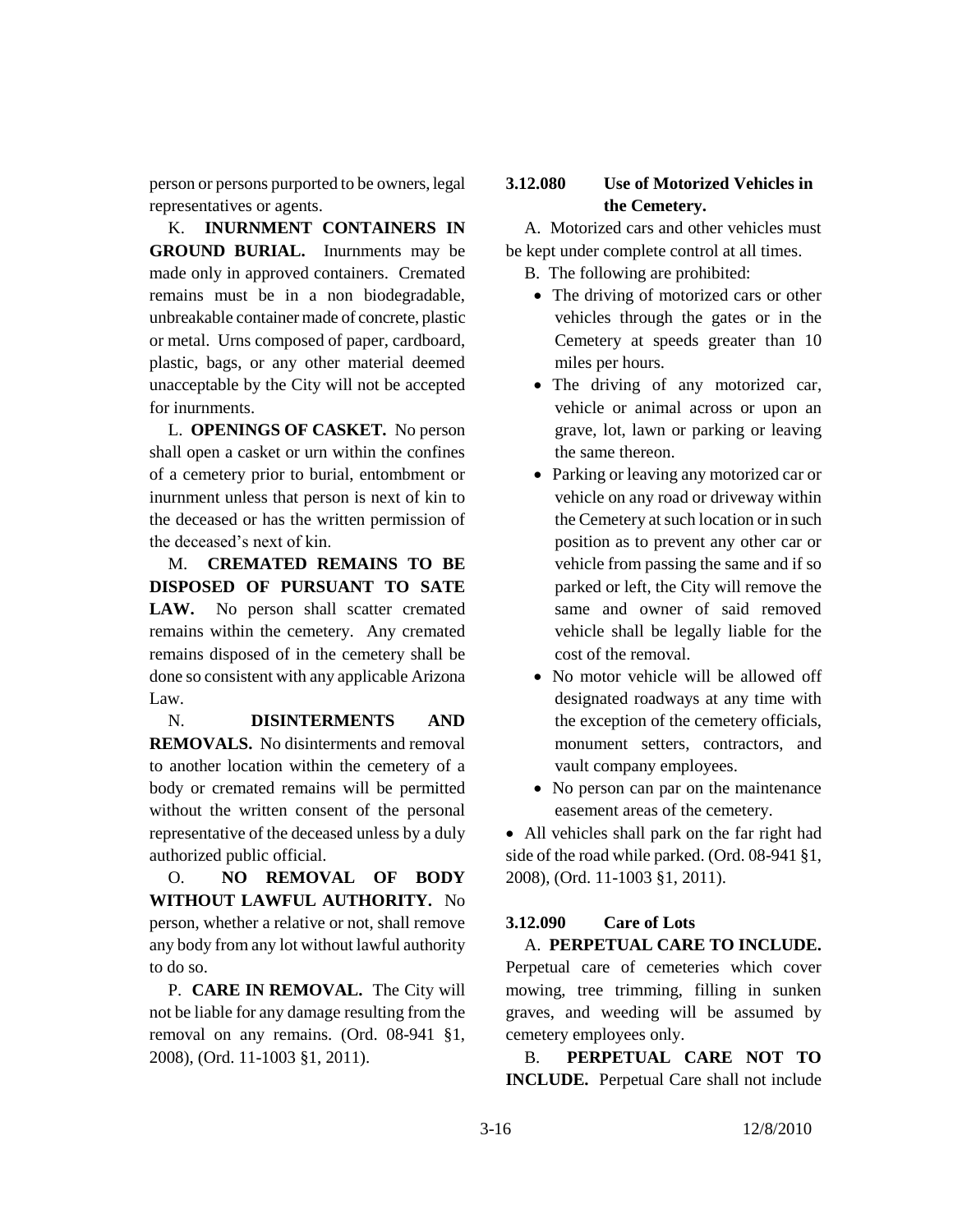person or persons purported to be owners, legal representatives or agents.

K. **INURNMENT CONTAINERS IN GROUND BURIAL.** Inurnments may be made only in approved containers. Cremated remains must be in a non biodegradable, unbreakable container made of concrete, plastic or metal. Urns composed of paper, cardboard, plastic, bags, or any other material deemed unacceptable by the City will not be accepted for inurnments.

L. **OPENINGS OF CASKET.** No person shall open a casket or urn within the confines of a cemetery prior to burial, entombment or inurnment unless that person is next of kin to the deceased or has the written permission of the deceased's next of kin.

M. **CREMATED REMAINS TO BE DISPOSED OF PURSUANT TO SATE LAW.** No person shall scatter cremated remains within the cemetery. Any cremated remains disposed of in the cemetery shall be done so consistent with any applicable Arizona Law.

N. **DISINTERMENTS AND REMOVALS.** No disinterments and removal to another location within the cemetery of a body or cremated remains will be permitted without the written consent of the personal representative of the deceased unless by a duly authorized public official.

O. **NO REMOVAL OF BODY WITHOUT LAWFUL AUTHORITY.** No person, whether a relative or not, shall remove any body from any lot without lawful authority to do so.

P. **CARE IN REMOVAL.** The City will not be liable for any damage resulting from the removal on any remains. (Ord. 08-941 §1, 2008), (Ord. 11-1003 §1, 2011).

### 3.12.080 Use of Motorized Vehicles in the Cemetery.

A. Motorized cars and other vehicles must be kept under complete control at all times.

B. The following are prohibited:

- The driving of motorized cars or other vehicles through the gates or in the Cemetery at speeds greater than 10 miles per hours.
- The driving of any motorized car, vehicle or animal across or upon an grave, lot, lawn or parking or leaving the same thereon.
- Parking or leaving any motorized car or vehicle on any road or driveway within the Cemetery at such location or in such position as to prevent any other car or vehicle from passing the same and if so parked or left, the City will remove the same and owner of said removed vehicle shall be legally liable for the cost of the removal.
- No motor vehicle will be allowed off designated roadways at any time with the exception of the cemetery officials, monument setters, contractors, and vault company employees.
- No person can par on the maintenance easement areas of the cemetery.

- All vehicles shall park on the far right had side of the road while parked. (Ord. 08-941 §1, 2008), (Ord. 11-1003 §1, 2011).

### 3.12.090 Care of Lots

A. **PERPETUAL CARE TO INCLUDE.** Perpetual care of cemeteries which cover mowing, tree trimming, filling in sunken graves, and weeding will be assumed by cemetery employees only.

B. **PERPETUAL CARE NOT TO INCLUDE.** Perpetual Care shall not include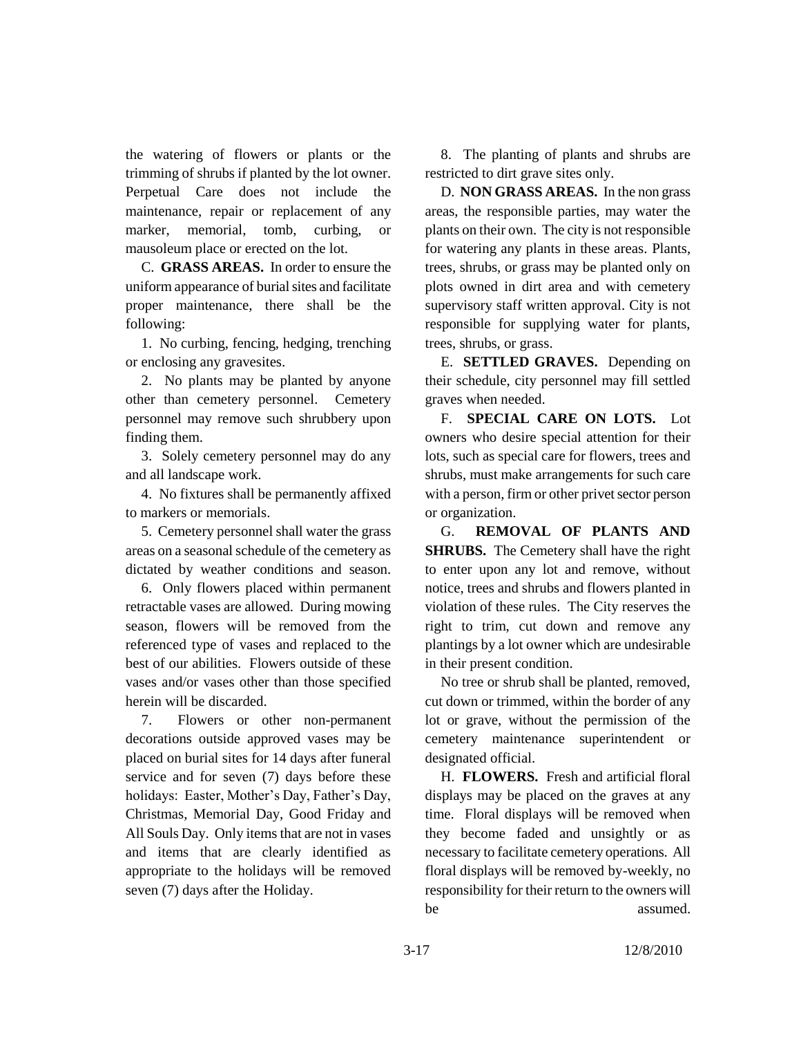the watering of flowers or plants or the trimming of shrubs if planted by the lot owner. Perpetual Care does not include the maintenance, repair or replacement of any marker, memorial, tomb, curbing, or mausoleum place or erected on the lot.

C. **GRASS AREAS.** In order to ensure the uniform appearance of burial sites and facilitate proper maintenance, there shall be the following:

1. No curbing, fencing, hedging, trenching or enclosing any gravesites.

2. No plants may be planted by anyone other than cemetery personnel. Cemetery personnel may remove such shrubbery upon finding them.

3. Solely cemetery personnel may do any and all landscape work.

4. No fixtures shall be permanently affixed to markers or memorials.

5. Cemetery personnel shall water the grass areas on a seasonal schedule of the cemetery as dictated by weather conditions and season.

6. Only flowers placed within permanent retractable vases are allowed. During mowing season, flowers will be removed from the referenced type of vases and replaced to the best of our abilities. Flowers outside of these vases and/or vases other than those specified herein will be discarded.

7. Flowers or other non-permanent decorations outside approved vases may be placed on burial sites for 14 days after funeral service and for seven (7) days before these holidays: Easter, Mother's Day, Father's Day, Christmas, Memorial Day, Good Friday and All Souls Day. Only items that are not in vases and items that are clearly identified as appropriate to the holidays will be removed seven (7) days after the Holiday.

8. The planting of plants and shrubs are restricted to dirt grave sites only.

D. **NON GRASS AREAS.** In the non grass areas, the responsible parties, may water the plants on their own. The city is not responsible for watering any plants in these areas. Plants, trees, shrubs, or grass may be planted only on plots owned in dirt area and with cemetery supervisory staff written approval. City is not responsible for supplying water for plants, trees, shrubs, or grass.

E. **SETTLED GRAVES.** Depending on their schedule, city personnel may fill settled graves when needed.

F. **SPECIAL CARE ON LOTS.** Lot owners who desire special attention for their lots, such as special care for flowers, trees and shrubs, must make arrangements for such care with a person, firm or other privet sector person or organization.

G. **REMOVAL OF PLANTS AND SHRUBS.** The Cemetery shall have the right to enter upon any lot and remove, without notice, trees and shrubs and flowers planted in violation of these rules. The City reserves the right to trim, cut down and remove any plantings by a lot owner which are undesirable in their present condition.

No tree or shrub shall be planted, removed, cut down or trimmed, within the border of any lot or grave, without the permission of the cemetery maintenance superintendent or designated official.

H. **FLOWERS.** Fresh and artificial floral displays may be placed on the graves at any time. Floral displays will be removed when they become faded and unsightly or as necessary to facilitate cemetery operations. All floral displays will be removed by-weekly, no responsibility for their return to the owners will be assumed.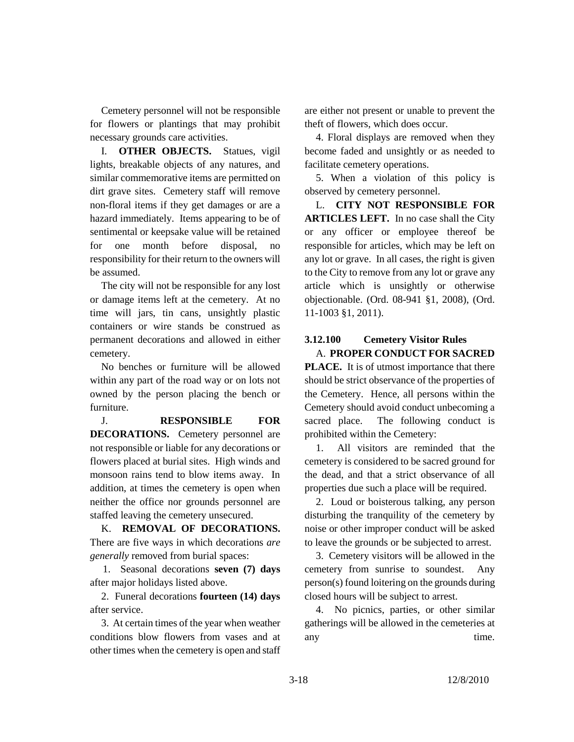Cemetery personnel will not be responsible for flowers or plantings that may prohibit necessary grounds care activities.

I. **OTHER OBJECTS.** Statues, vigil lights, breakable objects of any natures, and similar commemorative items are permitted on dirt grave sites. Cemetery staff will remove non-floral items if they get damages or are a hazard immediately. Items appearing to be of sentimental or keepsake value will be retained for one month before disposal, no responsibility for their return to the owners will be assumed.

The city will not be responsible for any lost or damage items left at the cemetery. At no time will jars, tin cans, unsightly plastic containers or wire stands be construed as permanent decorations and allowed in either cemetery.

No benches or furniture will be allowed within any part of the road way or on lots not owned by the person placing the bench or furniture.

J. **RESPONSIBLE FOR DECORATIONS.** Cemetery personnel are not responsible or liable for any decorations or flowers placed at burial sites. High winds and monsoon rains tend to blow items away. In addition, at times the cemetery is open when neither the office nor grounds personnel are staffed leaving the cemetery unsecured.

K. **REMOVAL OF DECORATIONS.** There are five ways in which decorations *are generally* removed from burial spaces:

1. Seasonal decorations **seven (7) days** after major holidays listed above.

2. Funeral decorations **fourteen (14) days** after service.

3. At certain times of the year when weather conditions blow flowers from vases and at other times when the cemetery is open and staff are either not present or unable to prevent the theft of flowers, which does occur.

4. Floral displays are removed when they become faded and unsightly or as needed to facilitate cemetery operations.

5. When a violation of this policy is observed by cemetery personnel.

L. **CITY NOT RESPONSIBLE FOR ARTICLES LEFT.** In no case shall the City or any officer or employee thereof be responsible for articles, which may be left on any lot or grave. In all cases, the right is given to the City to remove from any lot or grave any article which is unsightly or otherwise objectionable. (Ord. 08-941 §1, 2008), (Ord. 11-1003 §1, 2011).

### 3.12.100 Cemetery Visitor Rules

A. **PROPER CONDUCT FOR SACRED PLACE.** It is of utmost importance that there should be strict observance of the properties of the Cemetery. Hence, all persons within the Cemetery should avoid conduct unbecoming a sacred place. The following conduct is prohibited within the Cemetery:

1. All visitors are reminded that the cemetery is considered to be sacred ground for the dead, and that a strict observance of all properties due such a place will be required.

2. Loud or boisterous talking, any person disturbing the tranquility of the cemetery by noise or other improper conduct will be asked to leave the grounds or be subjected to arrest.

3. Cemetery visitors will be allowed in the cemetery from sunrise to soundest. Any person(s) found loitering on the grounds during closed hours will be subject to arrest.

4. No picnics, parties, or other similar gatherings will be allowed in the cemeteries at any time.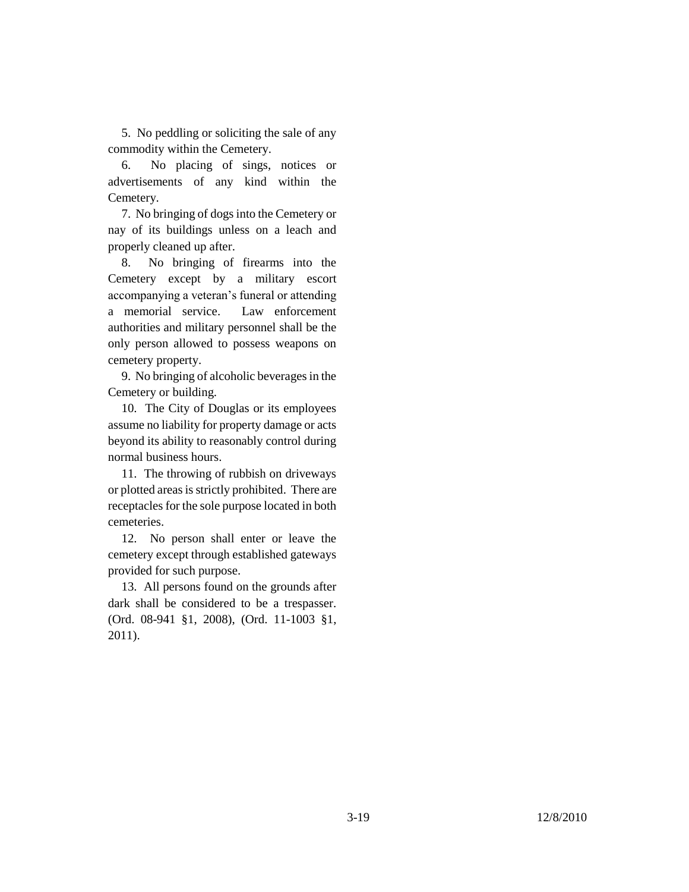5. No peddling or soliciting the sale of any commodity within the Cemetery.

6. No placing of sings, notices or advertisements of any kind within the Cemetery.

7. No bringing of dogs into the Cemetery or nay of its buildings unless on a leach and properly cleaned up after.

8. No bringing of firearms into the Cemetery except by a military escort accompanying a veteran's funeral or attending a memorial service. Law enforcement authorities and military personnel shall be the only person allowed to possess weapons on cemetery property.

9. No bringing of alcoholic beverages in the Cemetery or building.

10. The City of Douglas or its employees assume no liability for property damage or acts beyond its ability to reasonably control during normal business hours.

11. The throwing of rubbish on driveways or plotted areas is strictly prohibited. There are receptacles for the sole purpose located in both cemeteries.

12. No person shall enter or leave the cemetery except through established gateways provided for such purpose.

13. All persons found on the grounds after dark shall be considered to be a trespasser. (Ord. 08-941 §1, 2008), (Ord. 11-1003 §1, 2011).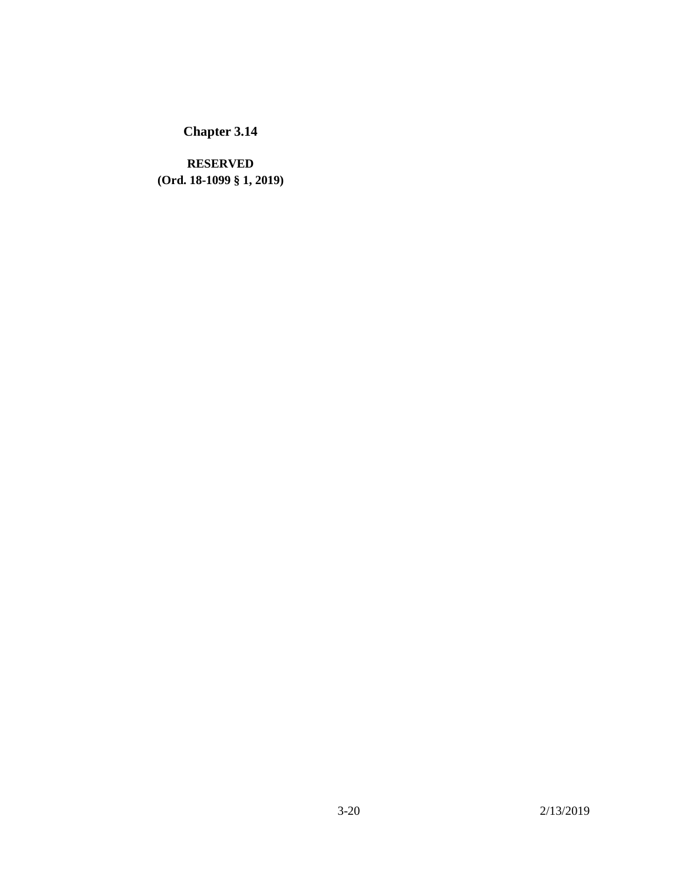# Chapter 3.14

**RESERVED**
**(Ord. 18-1099 § 1, 2019)**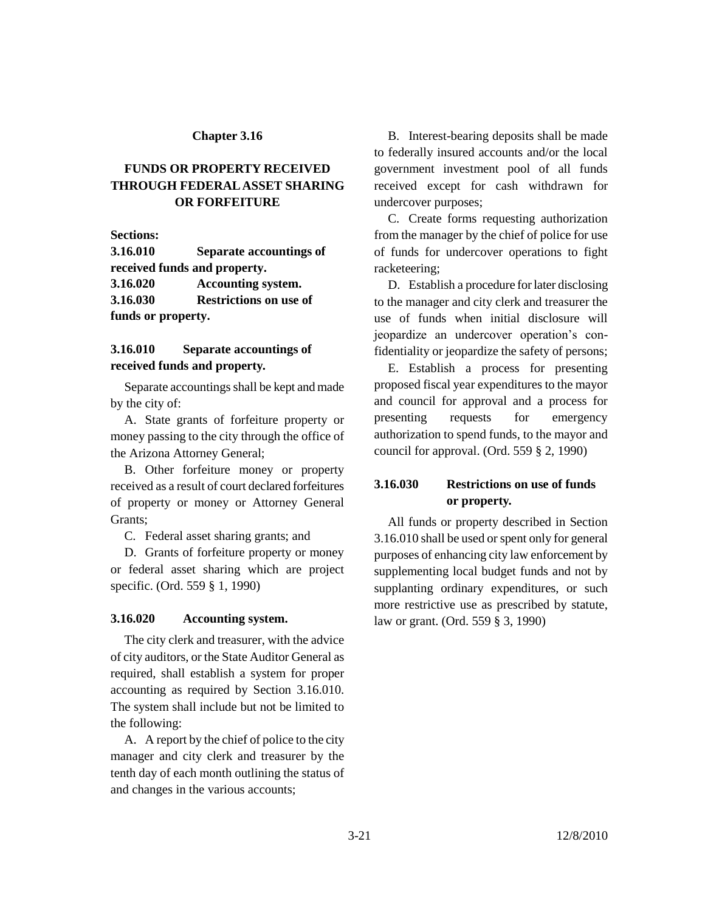# Chapter 3.16

## FUNDS OR PROPERTY RECEIVED THROUGH FEDERAL ASSET SHARING OR FORFEITURE

**Sections:**

**3.16.010 Separate accountings of received funds and property.**
**3.16.020 Accounting system.**
**3.16.030 Restrictions on use of funds or property.**

### 3.16.010 Separate accountings of received funds and property.

Separate accountings shall be kept and made by the city of:

A. State grants of forfeiture property or money passing to the city through the office of the Arizona Attorney General;

B. Other forfeiture money or property received as a result of court declared forfeitures of property or money or Attorney General Grants;

C. Federal asset sharing grants; and

D. Grants of forfeiture property or money or federal asset sharing which are project specific. (Ord. 559 § 1, 1990)

### 3.16.020 Accounting system.

The city clerk and treasurer, with the advice of city auditors, or the State Auditor General as required, shall establish a system for proper accounting as required by Section 3.16.010. The system shall include but not be limited to the following:

A. A report by the chief of police to the city manager and city clerk and treasurer by the tenth day of each month outlining the status of and changes in the various accounts;

B. Interest-bearing deposits shall be made to federally insured accounts and/or the local government investment pool of all funds received except for cash withdrawn for undercover purposes;

C. Create forms requesting authorization from the manager by the chief of police for use of funds for undercover operations to fight racketeering;

D. Establish a procedure for later disclosing to the manager and city clerk and treasurer the use of funds when initial disclosure will jeopardize an undercover operation's confidentiality or jeopardize the safety of persons;

E. Establish a process for presenting proposed fiscal year expenditures to the mayor and council for approval and a process for presenting requests for emergency authorization to spend funds, to the mayor and council for approval. (Ord. 559 § 2, 1990)

### 3.16.030 Restrictions on use of funds or property.

All funds or property described in Section 3.16.010 shall be used or spent only for general purposes of enhancing city law enforcement by supplementing local budget funds and not by supplanting ordinary expenditures, or such more restrictive use as prescribed by statute, law or grant. (Ord. 559 § 3, 1990)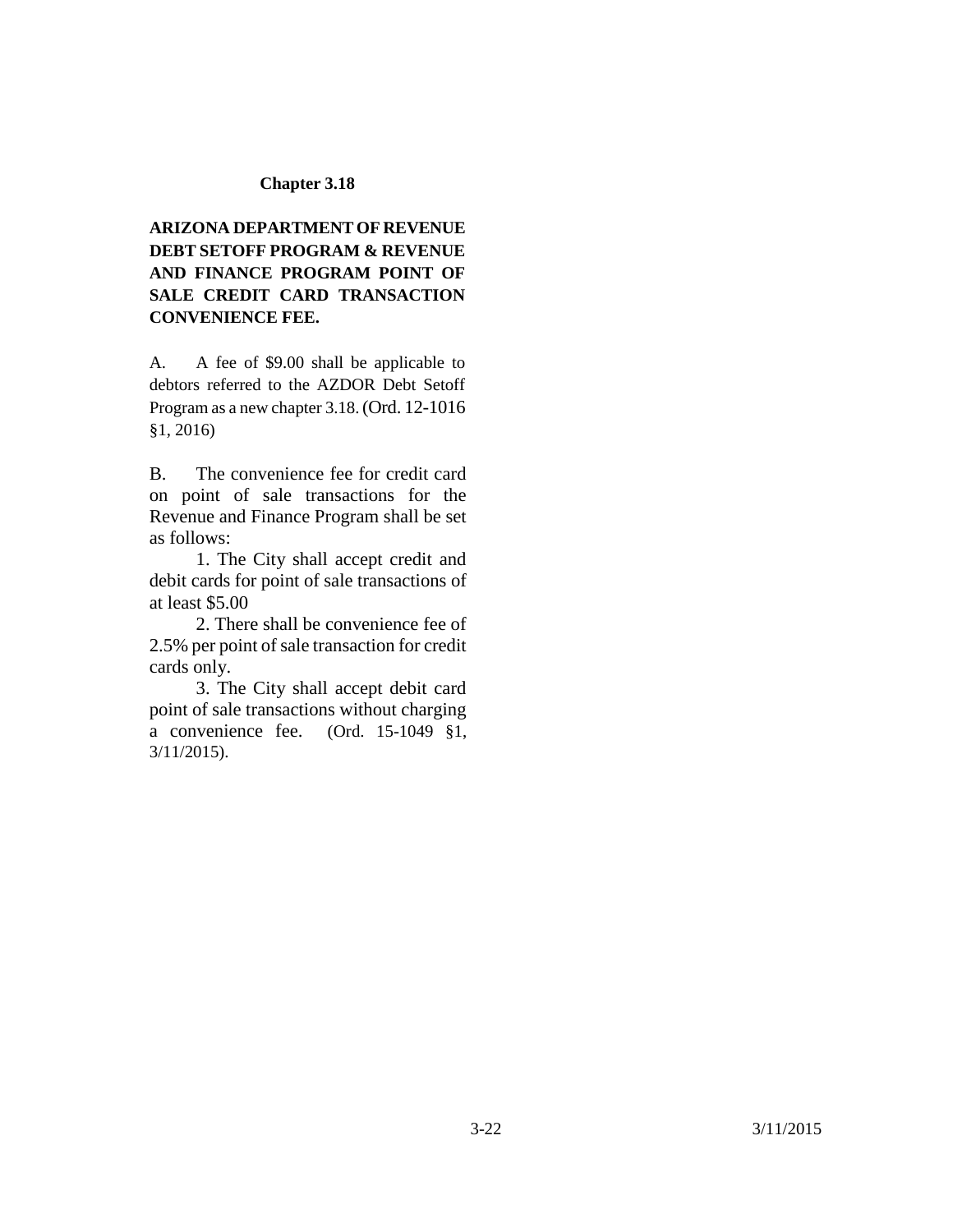## Chapter 3.18

**ARIZONA DEPARTMENT OF REVENUE DEBT SETOFF PROGRAM & REVENUE AND FINANCE PROGRAM POINT OF SALE CREDIT CARD TRANSACTION CONVENIENCE FEE.**

A. A fee of $9.00 shall be applicable to debtors referred to the AZDOR Debt Setoff Program as a new chapter 3.18. (Ord. 12-1016 §1, 2016)

B. The convenience fee for credit card on point of sale transactions for the Revenue and Finance Program shall be set as follows:

1. The City shall accept credit and debit cards for point of sale transactions of at least $5.00

2. There shall be convenience fee of 2.5% per point of sale transaction for credit cards only.

3. The City shall accept debit card point of sale transactions without charging a convenience fee. (Ord. 15-1049 §1, 3/11/2015).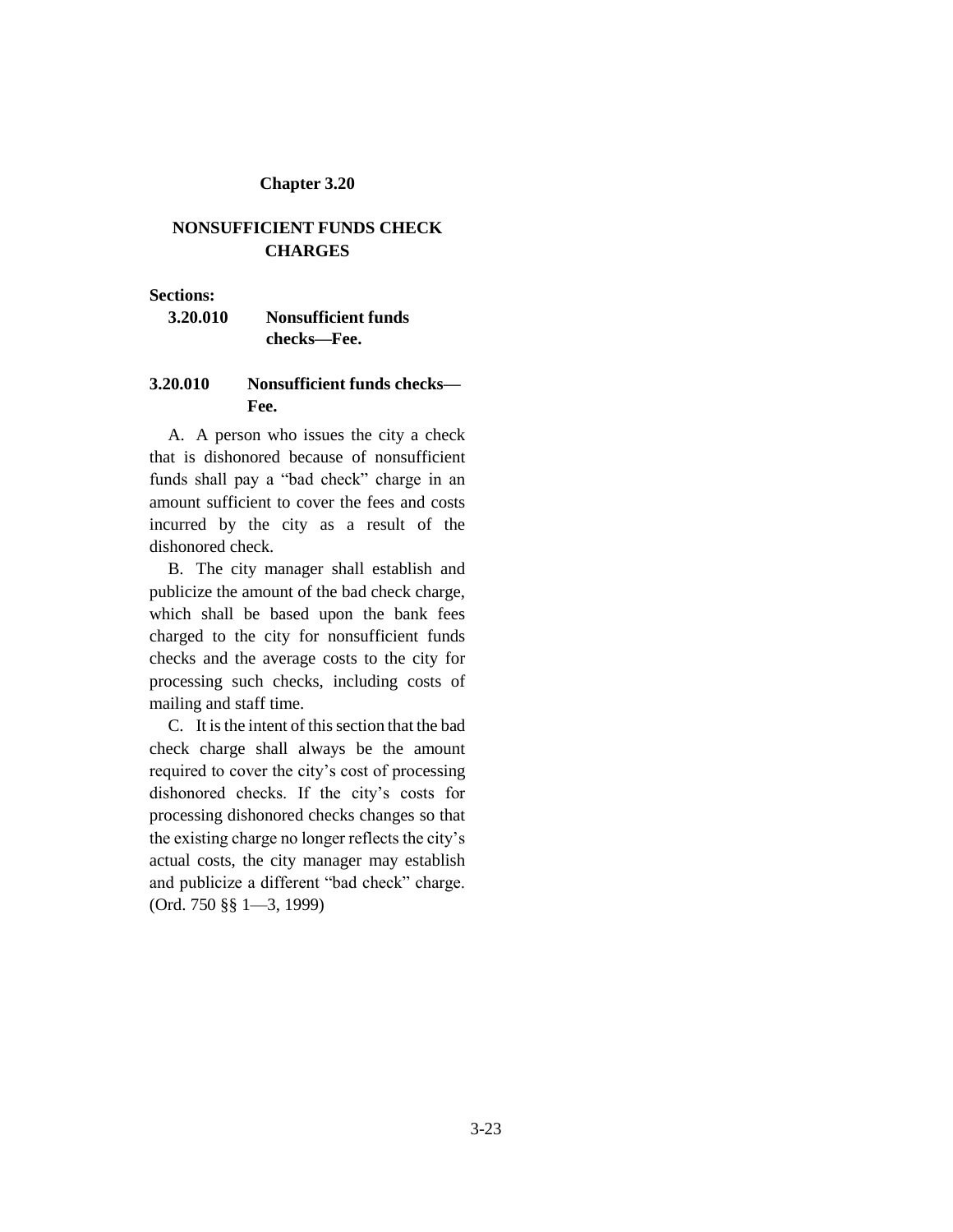# Chapter 3.20

## NONSUFFICIENT FUNDS CHECK CHARGES

**Sections:**

**3.20.010 Nonsufficient funds checks—Fee.**

### 3.20.010 Nonsufficient funds checks—Fee.

A. A person who issues the city a check that is dishonored because of nonsufficient funds shall pay a "bad check" charge in an amount sufficient to cover the fees and costs incurred by the city as a result of the dishonored check.

B. The city manager shall establish and publicize the amount of the bad check charge, which shall be based upon the bank fees charged to the city for nonsufficient funds checks and the average costs to the city for processing such checks, including costs of mailing and staff time.

C. It is the intent of this section that the bad check charge shall always be the amount required to cover the city's cost of processing dishonored checks. If the city's costs for processing dishonored checks changes so that the existing charge no longer reflects the city's actual costs, the city manager may establish and publicize a different "bad check" charge. (Ord. 750 §§ 1—3, 1999)